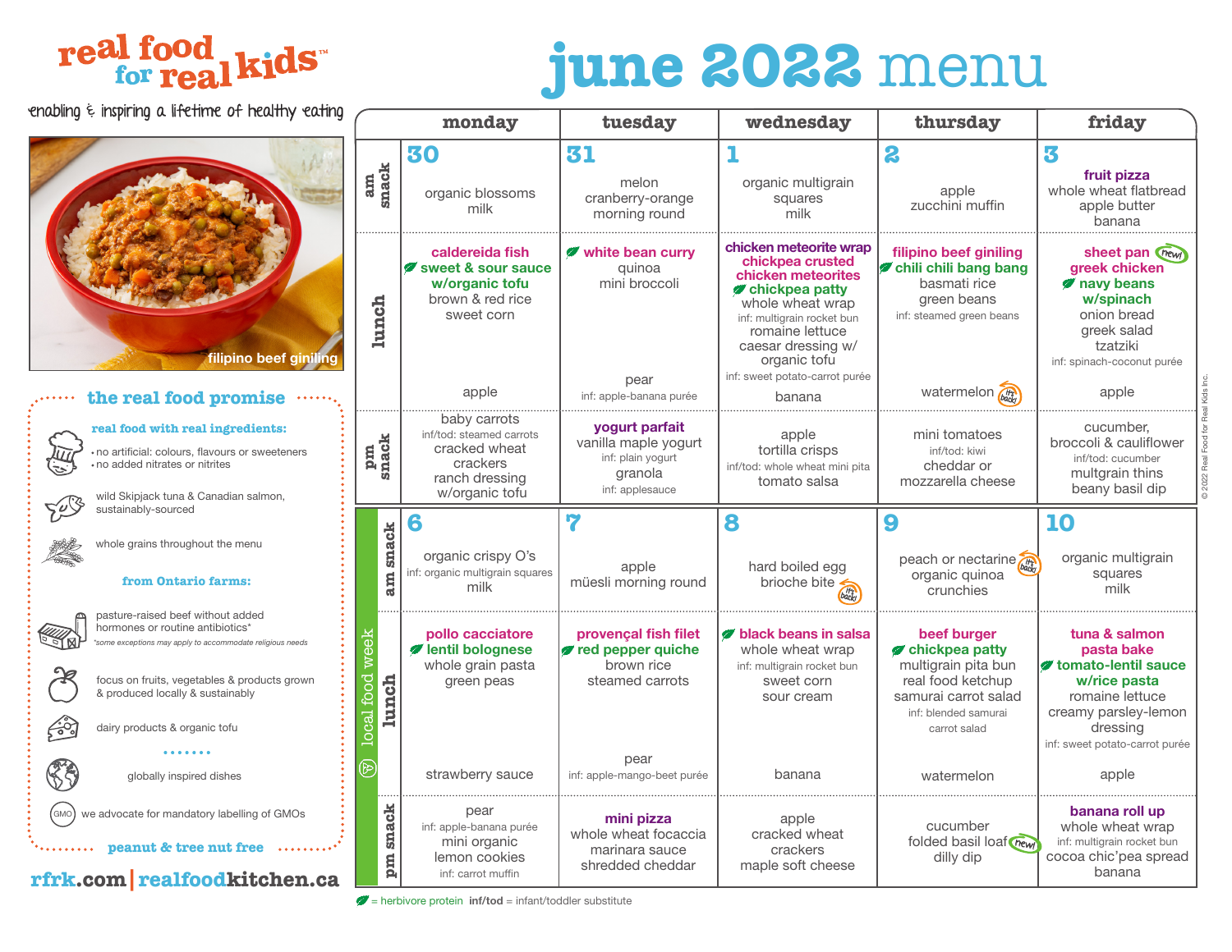# real food for real kids™

enabling & inspiring a lifetime of healthy eating

filipino beef giniling

# june 2022 menu

| | monday | tuesday | wednesday | thursday | friday |
|---|---|---|---|---|---|
| | **30** | **31** | **1** | **2** | **3** |
| am snack | organic blossoms<br>milk | melon<br>cranberry-orange morning round | organic multigrain squares<br>milk | apple<br>zucchini muffin | **fruit pizza**<br>whole wheat flatbread<br>apple butter<br>banana |
| lunch | **caldereida fish**<br>🌿 **sweet & sour sauce w/organic tofu**<br>brown & red rice<br>sweet corn<br><br>apple | 🌿 **white bean curry**<br>quinoa<br>mini broccoli<br><br>pear<br>inf: apple-banana purée | **chicken meteorite wrap**<br>**chickpea crusted chicken meteorites**<br>🌿 **chickpea patty**<br>whole wheat wrap<br>inf: multigrain rocket bun<br>romaine lettuce<br>caesar dressing w/ organic tofu<br>inf: sweet potato-carrot purée<br><br>banana | **filipino beef giniling**<br>🌿 **chili chili bang bang**<br>basmati rice<br>green beans<br>inf: steamed green beans<br><br>watermelon (it's back!) | **sheet pan (new!) greek chicken**<br>🌿 **navy beans w/spinach**<br>onion bread<br>greek salad<br>tzatziki<br>inf: spinach-coconut purée<br><br>apple |
| pm snack | baby carrots<br>inf/tod: steamed carrots<br>cracked wheat crackers<br>ranch dressing w/organic tofu | **yogurt parfait**<br>vanilla maple yogurt<br>inf: plain yogurt<br>granola<br>inf: applesauce | apple<br>tortilla crisps<br>inf/tod: whole wheat mini pita<br>tomato salsa | mini tomatoes<br>inf/tod: kiwi<br>cheddar or mozzarella cheese | cucumber, broccoli & cauliflower<br>inf/tod: cucumber<br>multgrain thins<br>beany basil dip |
| **local food week** | **6** | **7** | **8** | **9** | **10** |
| am snack | organic crispy O's<br>inf: organic multigrain squares<br>milk | apple<br>müesli morning round | hard boiled egg<br>brioche bite (it's back!) | peach or nectarine (it's back!)<br>organic quinoa crunchies | organic multigrain squares<br>milk |
| lunch | **pollo cacciatore**<br>🌿 **lentil bolognese**<br>whole grain pasta<br>green peas<br><br>strawberry sauce | **provençal fish filet**<br>🌿 **red pepper quiche**<br>brown rice<br>steamed carrots<br><br>pear<br>inf: apple-mango-beet purée | 🌿 **black beans in salsa**<br>whole wheat wrap<br>inf: multigrain rocket bun<br>sweet corn<br>sour cream<br><br>banana | **beef burger**<br>🌿 **chickpea patty**<br>multigrain pita bun<br>real food ketchup<br>samurai carrot salad<br>inf: blended samurai carrot salad<br><br>watermelon | **tuna & salmon pasta bake**<br>🌿 **tomato-lentil sauce w/rice pasta**<br>romaine lettuce<br>creamy parsley-lemon dressing<br>inf: sweet potato-carrot purée<br><br>apple |
| pm snack | pear<br>inf: apple-banana purée<br>mini organic lemon cookies<br>inf: carrot muffin | **mini pizza**<br>whole wheat focaccia<br>marinara sauce<br>shredded cheddar | apple<br>cracked wheat crackers<br>maple soft cheese | cucumber<br>folded basil loaf (new!)<br>dilly dip | **banana roll up**<br>whole wheat wrap<br>inf: multigrain rocket bun<br>cocoa chic'pea spread<br>banana |

🌿 = herbivore protein **inf/tod** = infant/toddler substitute

## the real food promise

**real food with real ingredients:**
- no artificial: colours, flavours or sweeteners
- no added nitrates or nitrites

wild Skipjack tuna & Canadian salmon, sustainably-sourced

whole grains throughout the menu

**from Ontario farms:**

pasture-raised beef without added hormones or routine antibiotics*

*some exceptions may apply to accommodate religious needs

focus on fruits, vegetables & products grown & produced locally & sustainably

dairy products & organic tofu

globally inspired dishes

we advocate for mandatory labelling of GMOs

**peanut & tree nut free**

rfrk.com | realfoodkitchen.ca

© 2022 Real Food for Real Kids Inc.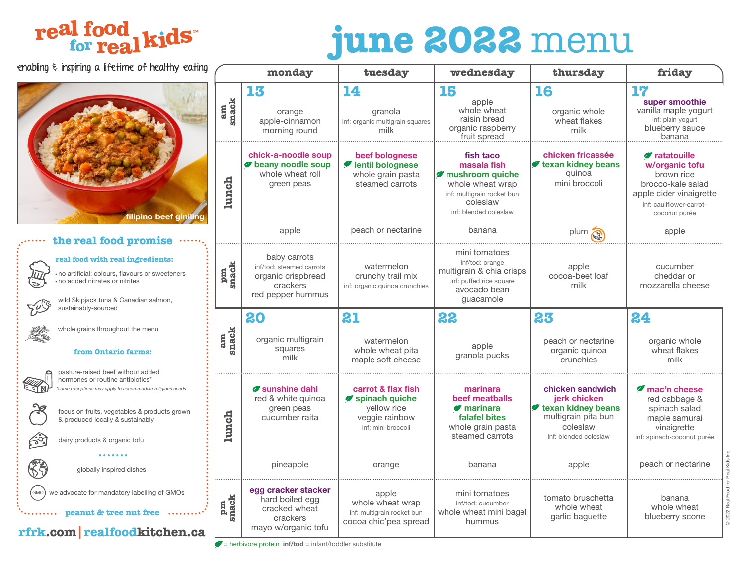# real food for real kids™

enabling & inspiring a lifetime of healthy eating

filipino beef giniling

## the real food promise

**real food with real ingredients:**

- no artificial: colours, flavours or sweeteners
- no added nitrates or nitrites

wild Skipjack tuna & Canadian salmon, sustainably-sourced

whole grains throughout the menu

**from Ontario farms:**

pasture-raised beef without added hormones or routine antibiotics*

*some exceptions may apply to accommodate religious needs

focus on fruits, vegetables & products grown & produced locally & sustainably

dairy products & organic tofu

globally inspired dishes

GMO we advocate for mandatory labelling of GMOs

**peanut & tree nut free**

rfrk.com | realfoodkitchen.ca

# june 2022 menu

| | monday | tuesday | wednesday | thursday | friday |
|---|---|---|---|---|---|
| | **13** | **14** | **15** | **16** | **17** |
| am snack | orange<br>apple-cinnamon morning round | granola<br>inf: organic multigrain squares<br>milk | apple<br>whole wheat raisin bread<br>organic raspberry fruit spread | organic whole wheat flakes<br>milk | **super smoothie**<br>vanilla maple yogurt<br>inf: plain yogurt<br>blueberry sauce<br>banana |
| lunch | **chick-a-noodle soup**<br>🌿 **beany noodle soup**<br>whole wheat roll<br>green peas<br><br>apple | **beef bolognese**<br>🌿 **lentil bolognese**<br>whole grain pasta<br>steamed carrots<br><br>peach or nectarine | **fish taco**<br>**masala fish**<br>🌿 **mushroom quiche**<br>whole wheat wrap<br>inf: multigrain rocket bun<br>coleslaw<br>inf: blended coleslaw<br><br>banana | **chicken fricassée**<br>🌿 **texan kidney beans**<br>quinoa<br>mini broccoli<br><br>plum (it's back!) | 🌿 **ratatouille w/organic tofu**<br>brown rice<br>brocco-kale salad<br>apple cider vinaigrette<br>inf: cauliflower-carrot-coconut purée<br><br>apple |
| pm snack | baby carrots<br>inf/tod: steamed carrots<br>organic crispbread crackers<br>red pepper hummus | watermelon<br>crunchy trail mix<br>inf: organic quinoa crunchies | mini tomatoes<br>inf/tod: orange<br>multigrain & chia crisps<br>inf: puffed rice square<br>avocado bean guacamole | apple<br>cocoa-beet loaf<br>milk | cucumber<br>cheddar or mozzarella cheese |
| | **20** | **21** | **22** | **23** | **24** |
| am snack | organic multigrain squares<br>milk | watermelon<br>whole wheat pita<br>maple soft cheese | apple<br>granola pucks | peach or nectarine<br>organic quinoa crunchies | organic whole wheat flakes<br>milk |
| lunch | 🌿 **sunshine dahl**<br>red & white quinoa<br>green peas<br>cucumber raita<br><br>pineapple | **carrot & flax fish**<br>🌿 **spinach quiche**<br>yellow rice<br>veggie rainbow<br>inf: mini broccoli<br><br>orange | **marinara beef meatballs**<br>🌿 **marinara falafel bites**<br>whole grain pasta<br>steamed carrots<br><br>banana | **chicken sandwich**<br>**jerk chicken**<br>🌿 **texan kidney beans**<br>multigrain pita bun<br>coleslaw<br>inf: blended coleslaw<br><br>apple | 🌿 **mac'n cheese**<br>red cabbage & spinach salad<br>maple samurai vinaigrette<br>inf: spinach-coconut purée<br><br>peach or nectarine |
| pm snack | **egg cracker stacker**<br>hard boiled egg<br>cracked wheat crackers<br>mayo w/organic tofu | apple<br>whole wheat wrap<br>inf: multigrain rocket bun<br>cocoa chic'pea spread | mini tomatoes<br>inf/tod: cucumber<br>whole wheat mini bagel<br>hummus | tomato bruschetta<br>whole wheat garlic baguette | banana<br>whole wheat blueberry scone |

🌿 = herbivore protein **inf/tod** = infant/toddler substitute

© 2022 Real Food for Real Kids Inc.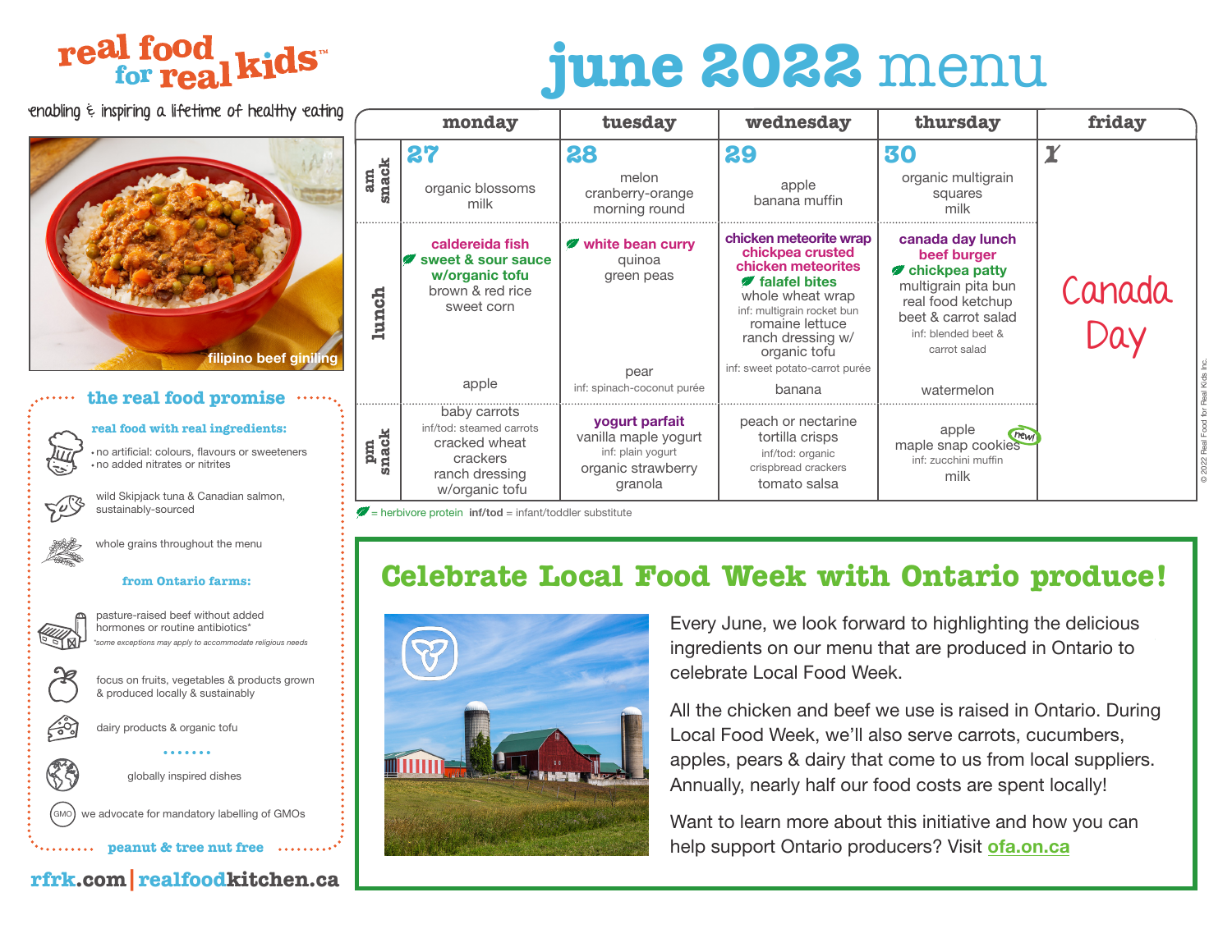# real food for real kids™

enabling & inspiring a lifetime of healthy eating

filipino beef giniling

## the real food promise

**real food with real ingredients:**

- no artificial: colours, flavours or sweeteners
- no added nitrates or nitrites

wild Skipjack tuna & Canadian salmon, sustainably-sourced

whole grains throughout the menu

**from Ontario farms:**

pasture-raised beef without added hormones or routine antibiotics*

*some exceptions may apply to accommodate religious needs

focus on fruits, vegetables & products grown & produced locally & sustainably

dairy products & organic tofu

globally inspired dishes

we advocate for mandatory labelling of GMOs

**peanut & tree nut free**

rfrk.com | realfoodkitchen.ca

# june 2022 menu

| | monday | tuesday | wednesday | thursday | friday |
|---|---|---|---|---|---|
| | 27 | 28 | 29 | 30 | 1 |
| am snack | organic blossoms<br>milk | melon<br>cranberry-orange morning round | apple<br>banana muffin | organic multigrain squares<br>milk | Canada Day |
| lunch | **caldereida fish**<br>**🌿 sweet & sour sauce w/organic tofu**<br>brown & red rice<br>sweet corn<br>apple | **🌿 white bean curry**<br>quinoa<br>green peas<br>pear<br>inf: spinach-coconut purée | **chicken meteorite wrap**<br>**chickpea crusted chicken meteorites**<br>**🌿 falafel bites**<br>whole wheat wrap<br>inf: multigrain rocket bun<br>romaine lettuce<br>ranch dressing w/ organic tofu<br>inf: sweet potato-carrot purée<br>banana | **canada day lunch**<br>**beef burger**<br>**🌿 chickpea patty**<br>multigrain pita bun<br>real food ketchup<br>beet & carrot salad<br>inf: blended beet & carrot salad<br>watermelon | |
| pm snack | baby carrots<br>inf/tod: steamed carrots<br>cracked wheat crackers<br>ranch dressing w/organic tofu | **yogurt parfait**<br>vanilla maple yogurt<br>inf: plain yogurt<br>organic strawberry granola | peach or nectarine<br>tortilla crisps<br>inf/tod: organic crispbread crackers<br>tomato salsa | apple<br>maple snap cookies (new!)<br>inf: zucchini muffin<br>milk | |

🌿 = herbivore protein **inf/tod** = infant/toddler substitute

## Celebrate Local Food Week with Ontario produce!

Every June, we look forward to highlighting the delicious ingredients on our menu that are produced in Ontario to celebrate Local Food Week.

All the chicken and beef we use is raised in Ontario. During Local Food Week, we'll also serve carrots, cucumbers, apples, pears & dairy that come to us from local suppliers. Annually, nearly half our food costs are spent locally!

Want to learn more about this initiative and how you can help support Ontario producers? Visit **[ofa.on.ca](ofa.on.ca)**

© 2022 Real Food for Real Kids Inc.